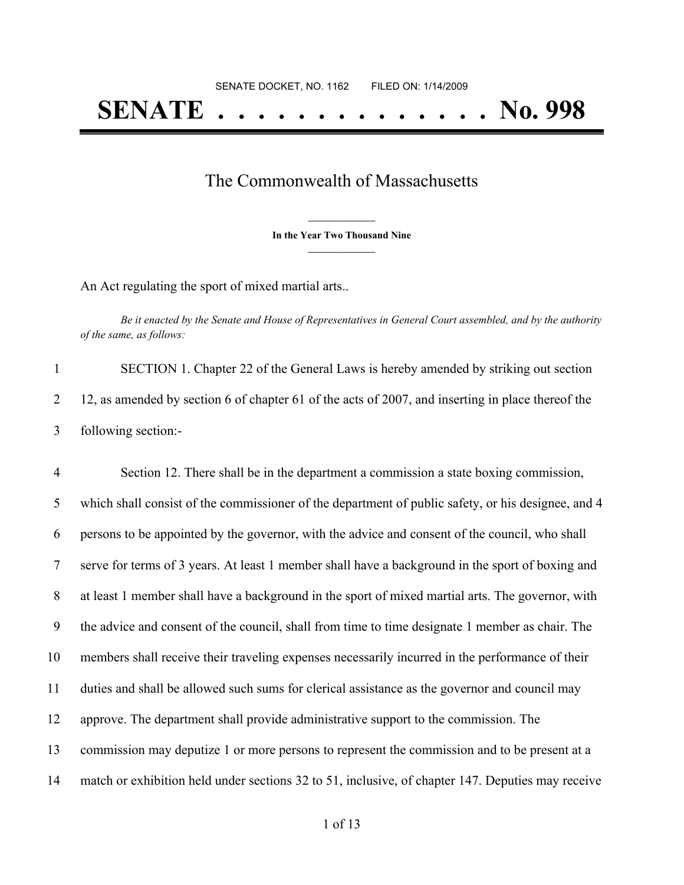SENATE DOCKET, NO. 1162        FILED ON: 1/14/2009

# SENATE . . . . . . . . . . . . . . No. 998

## The Commonwealth of Massachusetts

**In the Year Two Thousand Nine**

An Act regulating the sport of mixed martial arts..

*Be it enacted by the Senate and House of Representatives in General Court assembled, and by the authority of the same, as follows:*

1 SECTION 1. Chapter 22 of the General Laws is hereby amended by striking out section
2 12, as amended by section 6 of chapter 61 of the acts of 2007, and inserting in place thereof the
3 following section:-

4 Section 12. There shall be in the department a commission a state boxing commission,
5 which shall consist of the commissioner of the department of public safety, or his designee, and 4
6 persons to be appointed by the governor, with the advice and consent of the council, who shall
7 serve for terms of 3 years. At least 1 member shall have a background in the sport of boxing and
8 at least 1 member shall have a background in the sport of mixed martial arts. The governor, with
9 the advice and consent of the council, shall from time to time designate 1 member as chair. The
10 members shall receive their traveling expenses necessarily incurred in the performance of their
11 duties and shall be allowed such sums for clerical assistance as the governor and council may
12 approve. The department shall provide administrative support to the commission. The
13 commission may deputize 1 or more persons to represent the commission and to be present at a
14 match or exhibition held under sections 32 to 51, inclusive, of chapter 147. Deputies may receive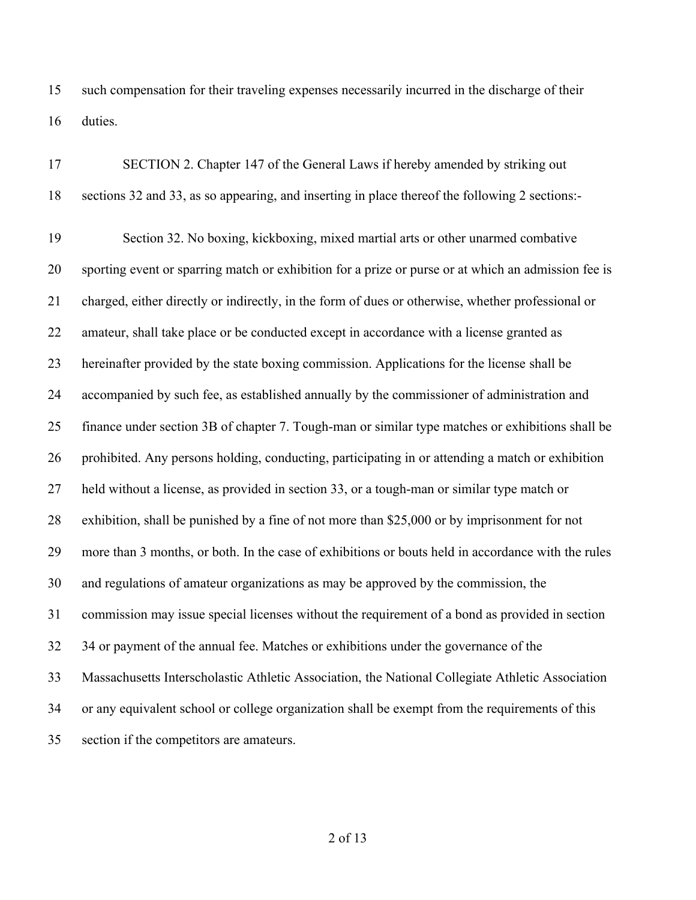such compensation for their traveling expenses necessarily incurred in the discharge of their duties.

SECTION 2. Chapter 147 of the General Laws if hereby amended by striking out sections 32 and 33, as so appearing, and inserting in place thereof the following 2 sections:-

Section 32. No boxing, kickboxing, mixed martial arts or other unarmed combative sporting event or sparring match or exhibition for a prize or purse or at which an admission fee is charged, either directly or indirectly, in the form of dues or otherwise, whether professional or amateur, shall take place or be conducted except in accordance with a license granted as hereinafter provided by the state boxing commission. Applications for the license shall be accompanied by such fee, as established annually by the commissioner of administration and finance under section 3B of chapter 7. Tough-man or similar type matches or exhibitions shall be prohibited. Any persons holding, conducting, participating in or attending a match or exhibition held without a license, as provided in section 33, or a tough-man or similar type match or exhibition, shall be punished by a fine of not more than $25,000 or by imprisonment for not more than 3 months, or both. In the case of exhibitions or bouts held in accordance with the rules and regulations of amateur organizations as may be approved by the commission, the commission may issue special licenses without the requirement of a bond as provided in section 34 or payment of the annual fee. Matches or exhibitions under the governance of the Massachusetts Interscholastic Athletic Association, the National Collegiate Athletic Association or any equivalent school or college organization shall be exempt from the requirements of this section if the competitors are amateurs.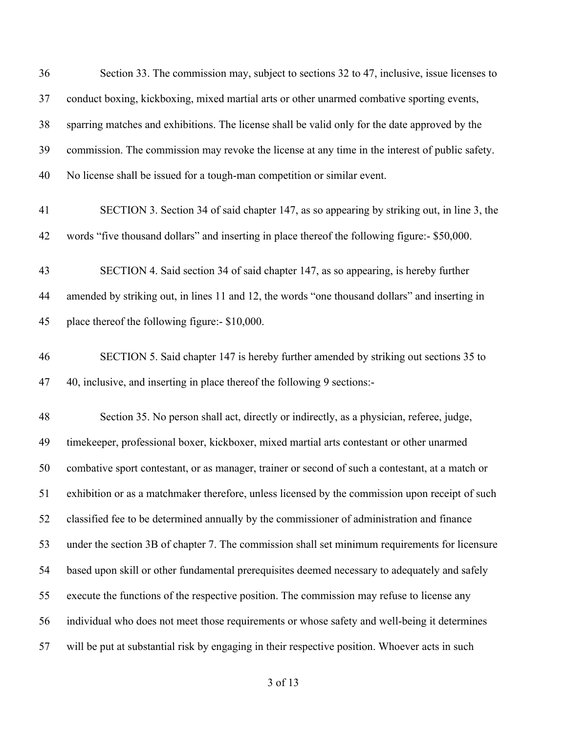Section 33. The commission may, subject to sections 32 to 47, inclusive, issue licenses to conduct boxing, kickboxing, mixed martial arts or other unarmed combative sporting events, sparring matches and exhibitions. The license shall be valid only for the date approved by the commission. The commission may revoke the license at any time in the interest of public safety. No license shall be issued for a tough-man competition or similar event.

SECTION 3. Section 34 of said chapter 147, as so appearing by striking out, in line 3, the words "five thousand dollars" and inserting in place thereof the following figure:- $50,000.

SECTION 4. Said section 34 of said chapter 147, as so appearing, is hereby further amended by striking out, in lines 11 and 12, the words "one thousand dollars" and inserting in place thereof the following figure:- $10,000.

SECTION 5. Said chapter 147 is hereby further amended by striking out sections 35 to 40, inclusive, and inserting in place thereof the following 9 sections:-

Section 35. No person shall act, directly or indirectly, as a physician, referee, judge, timekeeper, professional boxer, kickboxer, mixed martial arts contestant or other unarmed combative sport contestant, or as manager, trainer or second of such a contestant, at a match or exhibition or as a matchmaker therefore, unless licensed by the commission upon receipt of such classified fee to be determined annually by the commissioner of administration and finance under the section 3B of chapter 7. The commission shall set minimum requirements for licensure based upon skill or other fundamental prerequisites deemed necessary to adequately and safely execute the functions of the respective position. The commission may refuse to license any individual who does not meet those requirements or whose safety and well-being it determines will be put at substantial risk by engaging in their respective position. Whoever acts in such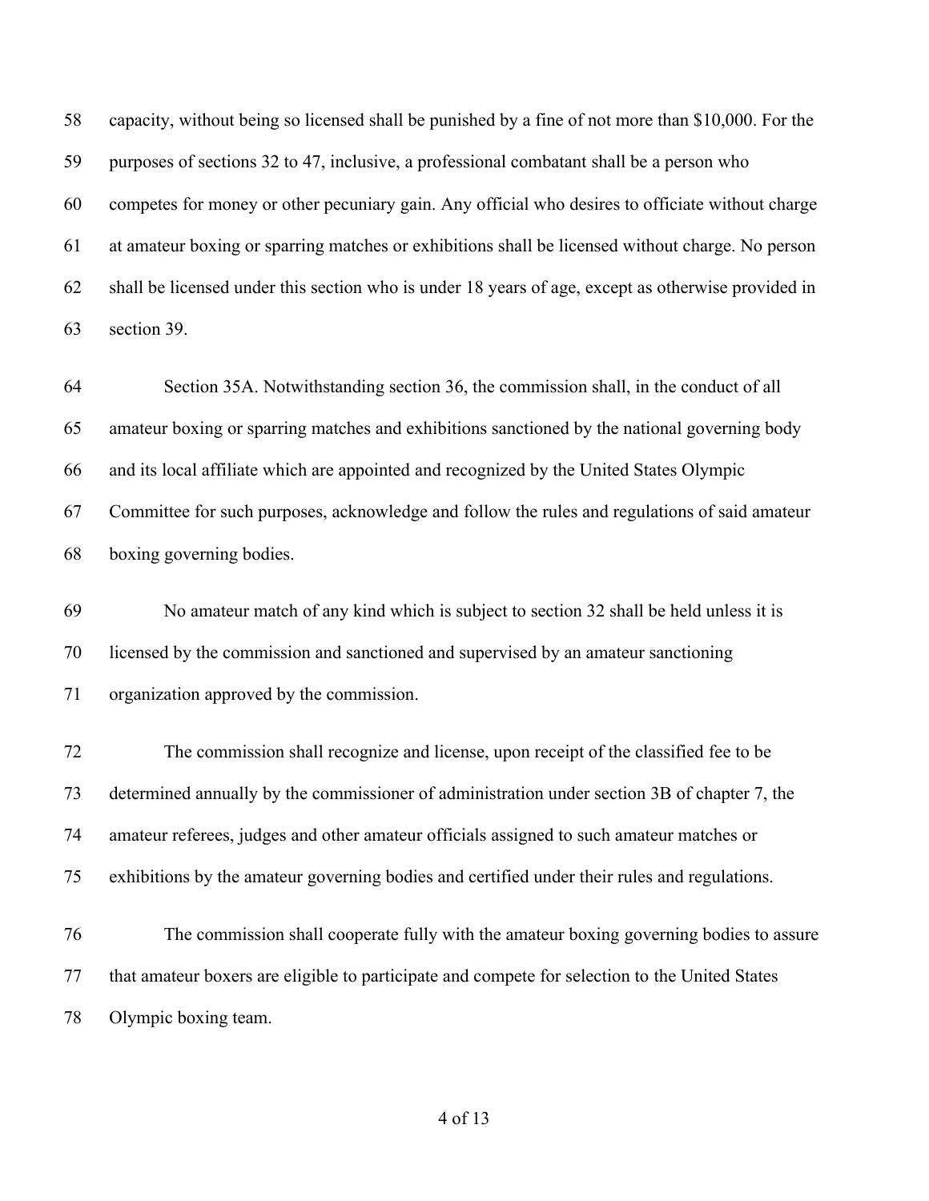capacity, without being so licensed shall be punished by a fine of not more than $10,000. For the purposes of sections 32 to 47, inclusive, a professional combatant shall be a person who competes for money or other pecuniary gain. Any official who desires to officiate without charge at amateur boxing or sparring matches or exhibitions shall be licensed without charge. No person shall be licensed under this section who is under 18 years of age, except as otherwise provided in section 39.

Section 35A. Notwithstanding section 36, the commission shall, in the conduct of all amateur boxing or sparring matches and exhibitions sanctioned by the national governing body and its local affiliate which are appointed and recognized by the United States Olympic Committee for such purposes, acknowledge and follow the rules and regulations of said amateur boxing governing bodies.

No amateur match of any kind which is subject to section 32 shall be held unless it is licensed by the commission and sanctioned and supervised by an amateur sanctioning organization approved by the commission.

The commission shall recognize and license, upon receipt of the classified fee to be determined annually by the commissioner of administration under section 3B of chapter 7, the amateur referees, judges and other amateur officials assigned to such amateur matches or exhibitions by the amateur governing bodies and certified under their rules and regulations.

The commission shall cooperate fully with the amateur boxing governing bodies to assure that amateur boxers are eligible to participate and compete for selection to the United States Olympic boxing team.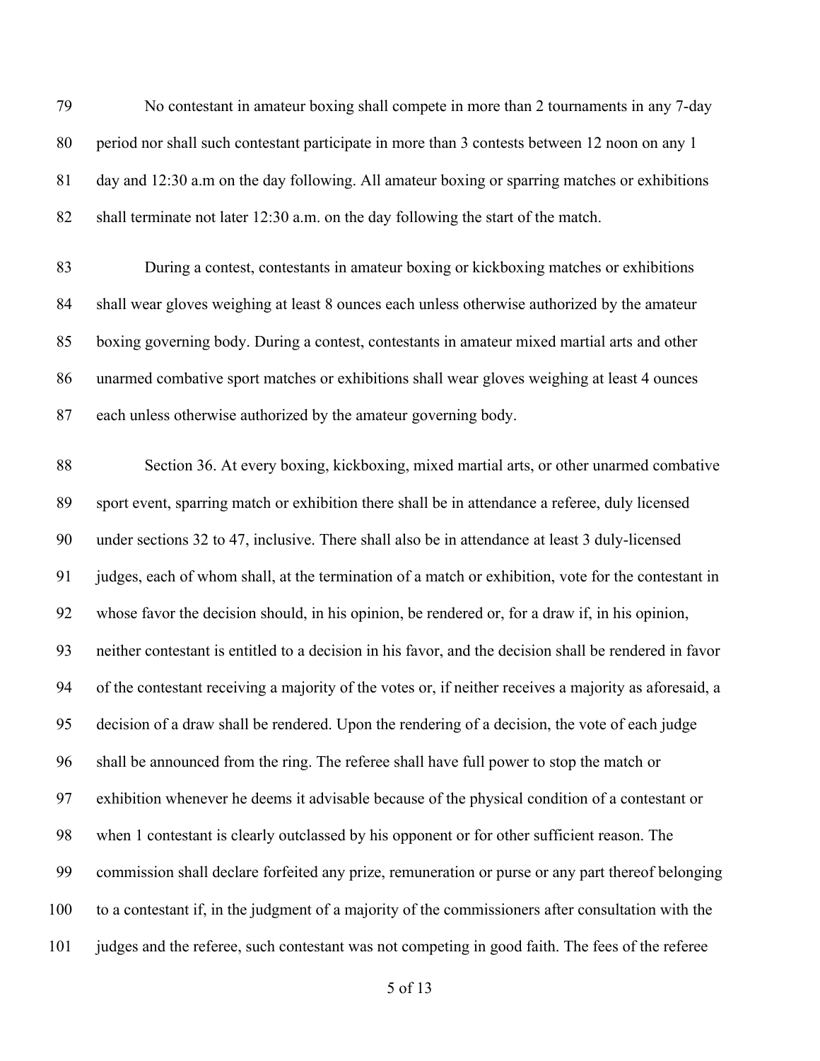No contestant in amateur boxing shall compete in more than 2 tournaments in any 7-day period nor shall such contestant participate in more than 3 contests between 12 noon on any 1 day and 12:30 a.m on the day following. All amateur boxing or sparring matches or exhibitions shall terminate not later 12:30 a.m. on the day following the start of the match.

During a contest, contestants in amateur boxing or kickboxing matches or exhibitions shall wear gloves weighing at least 8 ounces each unless otherwise authorized by the amateur boxing governing body. During a contest, contestants in amateur mixed martial arts and other unarmed combative sport matches or exhibitions shall wear gloves weighing at least 4 ounces each unless otherwise authorized by the amateur governing body.

Section 36. At every boxing, kickboxing, mixed martial arts, or other unarmed combative sport event, sparring match or exhibition there shall be in attendance a referee, duly licensed under sections 32 to 47, inclusive. There shall also be in attendance at least 3 duly-licensed judges, each of whom shall, at the termination of a match or exhibition, vote for the contestant in whose favor the decision should, in his opinion, be rendered or, for a draw if, in his opinion, neither contestant is entitled to a decision in his favor, and the decision shall be rendered in favor of the contestant receiving a majority of the votes or, if neither receives a majority as aforesaid, a decision of a draw shall be rendered. Upon the rendering of a decision, the vote of each judge shall be announced from the ring. The referee shall have full power to stop the match or exhibition whenever he deems it advisable because of the physical condition of a contestant or when 1 contestant is clearly outclassed by his opponent or for other sufficient reason. The commission shall declare forfeited any prize, remuneration or purse or any part thereof belonging to a contestant if, in the judgment of a majority of the commissioners after consultation with the judges and the referee, such contestant was not competing in good faith. The fees of the referee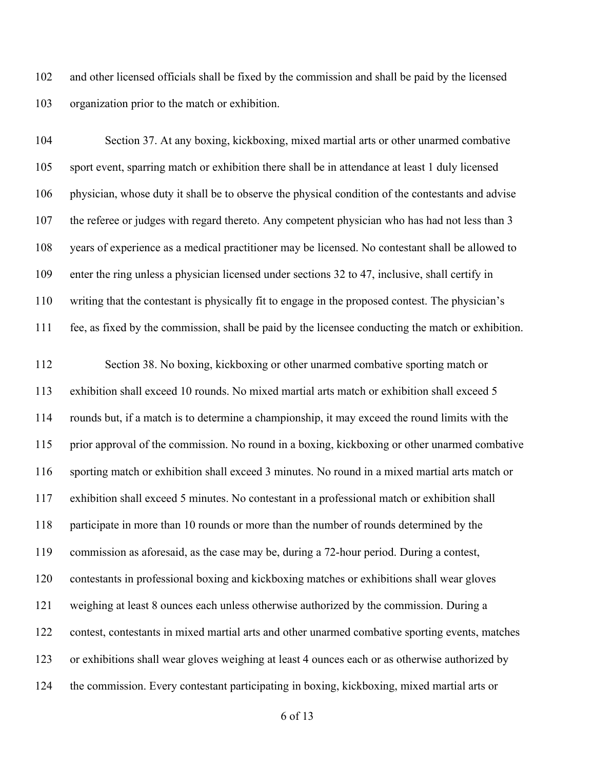and other licensed officials shall be fixed by the commission and shall be paid by the licensed organization prior to the match or exhibition.

Section 37. At any boxing, kickboxing, mixed martial arts or other unarmed combative sport event, sparring match or exhibition there shall be in attendance at least 1 duly licensed physician, whose duty it shall be to observe the physical condition of the contestants and advise the referee or judges with regard thereto. Any competent physician who has had not less than 3 years of experience as a medical practitioner may be licensed. No contestant shall be allowed to enter the ring unless a physician licensed under sections 32 to 47, inclusive, shall certify in writing that the contestant is physically fit to engage in the proposed contest. The physician's fee, as fixed by the commission, shall be paid by the licensee conducting the match or exhibition.

Section 38. No boxing, kickboxing or other unarmed combative sporting match or exhibition shall exceed 10 rounds. No mixed martial arts match or exhibition shall exceed 5 rounds but, if a match is to determine a championship, it may exceed the round limits with the prior approval of the commission. No round in a boxing, kickboxing or other unarmed combative sporting match or exhibition shall exceed 3 minutes. No round in a mixed martial arts match or exhibition shall exceed 5 minutes. No contestant in a professional match or exhibition shall participate in more than 10 rounds or more than the number of rounds determined by the commission as aforesaid, as the case may be, during a 72-hour period. During a contest, contestants in professional boxing and kickboxing matches or exhibitions shall wear gloves weighing at least 8 ounces each unless otherwise authorized by the commission. During a contest, contestants in mixed martial arts and other unarmed combative sporting events, matches or exhibitions shall wear gloves weighing at least 4 ounces each or as otherwise authorized by the commission. Every contestant participating in boxing, kickboxing, mixed martial arts or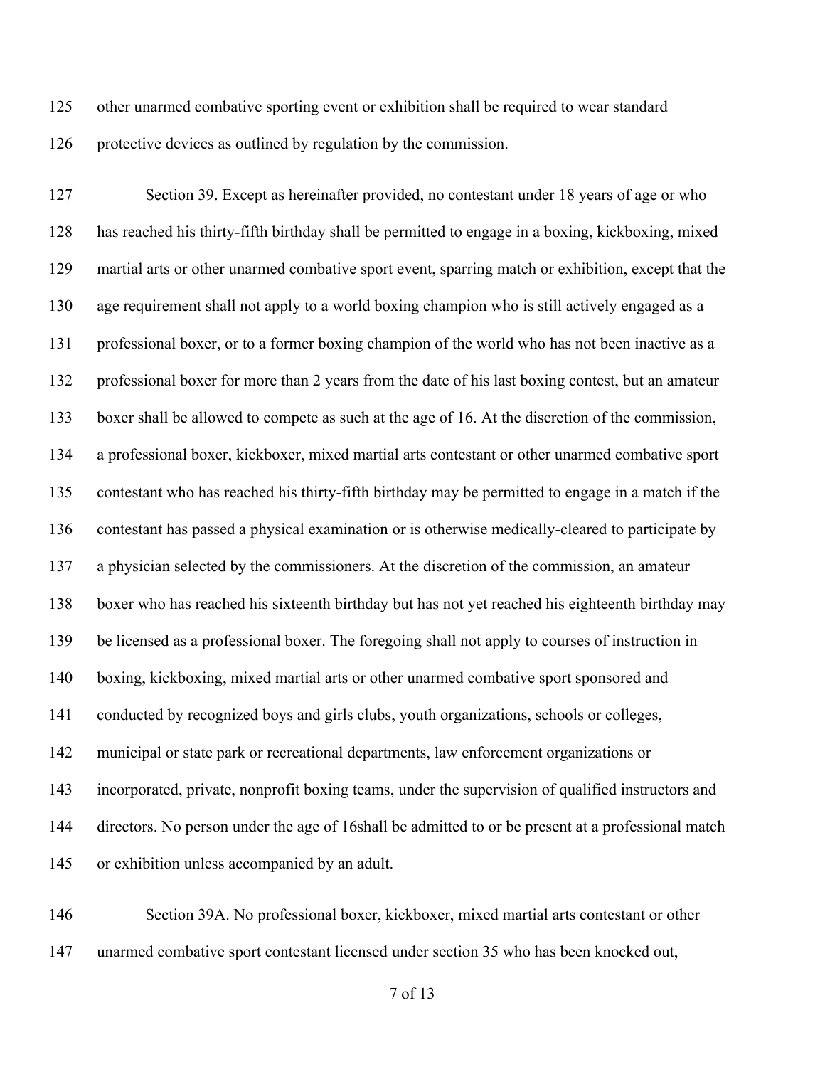other unarmed combative sporting event or exhibition shall be required to wear standard protective devices as outlined by regulation by the commission.

Section 39. Except as hereinafter provided, no contestant under 18 years of age or who has reached his thirty-fifth birthday shall be permitted to engage in a boxing, kickboxing, mixed martial arts or other unarmed combative sport event, sparring match or exhibition, except that the age requirement shall not apply to a world boxing champion who is still actively engaged as a professional boxer, or to a former boxing champion of the world who has not been inactive as a professional boxer for more than 2 years from the date of his last boxing contest, but an amateur boxer shall be allowed to compete as such at the age of 16. At the discretion of the commission, a professional boxer, kickboxer, mixed martial arts contestant or other unarmed combative sport contestant who has reached his thirty-fifth birthday may be permitted to engage in a match if the contestant has passed a physical examination or is otherwise medically-cleared to participate by a physician selected by the commissioners. At the discretion of the commission, an amateur boxer who has reached his sixteenth birthday but has not yet reached his eighteenth birthday may be licensed as a professional boxer. The foregoing shall not apply to courses of instruction in boxing, kickboxing, mixed martial arts or other unarmed combative sport sponsored and conducted by recognized boys and girls clubs, youth organizations, schools or colleges, municipal or state park or recreational departments, law enforcement organizations or incorporated, private, nonprofit boxing teams, under the supervision of qualified instructors and directors. No person under the age of 16shall be admitted to or be present at a professional match or exhibition unless accompanied by an adult.

Section 39A. No professional boxer, kickboxer, mixed martial arts contestant or other unarmed combative sport contestant licensed under section 35 who has been knocked out,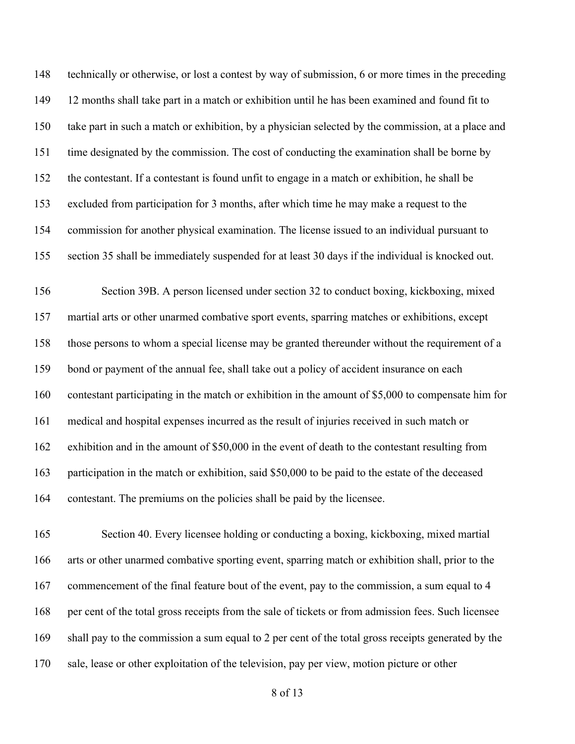148 technically or otherwise, or lost a contest by way of submission, 6 or more times in the preceding
149 12 months shall take part in a match or exhibition until he has been examined and found fit to
150 take part in such a match or exhibition, by a physician selected by the commission, at a place and
151 time designated by the commission. The cost of conducting the examination shall be borne by
152 the contestant. If a contestant is found unfit to engage in a match or exhibition, he shall be
153 excluded from participation for 3 months, after which time he may make a request to the
154 commission for another physical examination. The license issued to an individual pursuant to
155 section 35 shall be immediately suspended for at least 30 days if the individual is knocked out.

156 Section 39B. A person licensed under section 32 to conduct boxing, kickboxing, mixed
157 martial arts or other unarmed combative sport events, sparring matches or exhibitions, except
158 those persons to whom a special license may be granted thereunder without the requirement of a
159 bond or payment of the annual fee, shall take out a policy of accident insurance on each
160 contestant participating in the match or exhibition in the amount of $5,000 to compensate him for
161 medical and hospital expenses incurred as the result of injuries received in such match or
162 exhibition and in the amount of $50,000 in the event of death to the contestant resulting from
163 participation in the match or exhibition, said $50,000 to be paid to the estate of the deceased
164 contestant. The premiums on the policies shall be paid by the licensee.

165 Section 40. Every licensee holding or conducting a boxing, kickboxing, mixed martial
166 arts or other unarmed combative sporting event, sparring match or exhibition shall, prior to the
167 commencement of the final feature bout of the event, pay to the commission, a sum equal to 4
168 per cent of the total gross receipts from the sale of tickets or from admission fees. Such licensee
169 shall pay to the commission a sum equal to 2 per cent of the total gross receipts generated by the
170 sale, lease or other exploitation of the television, pay per view, motion picture or other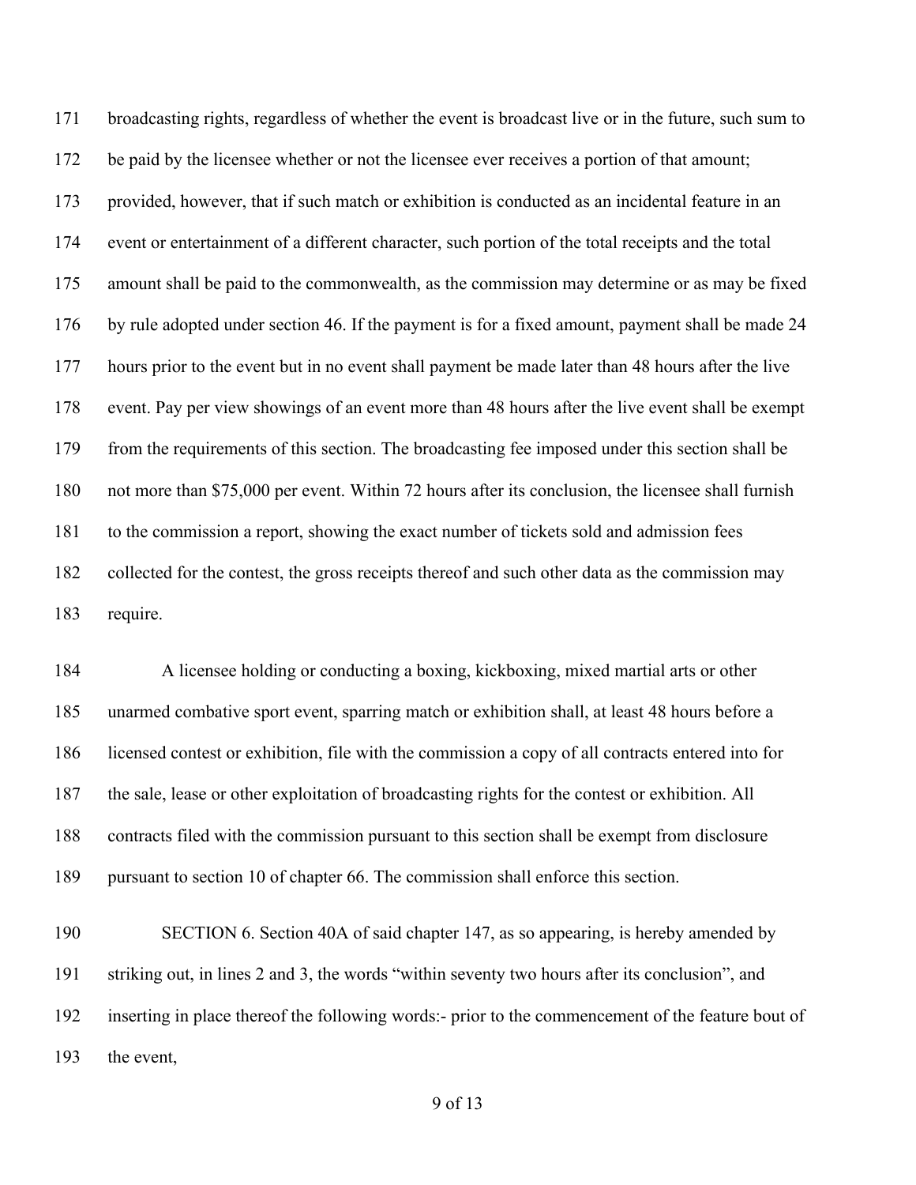171 broadcasting rights, regardless of whether the event is broadcast live or in the future, such sum to
172 be paid by the licensee whether or not the licensee ever receives a portion of that amount;
173 provided, however, that if such match or exhibition is conducted as an incidental feature in an
174 event or entertainment of a different character, such portion of the total receipts and the total
175 amount shall be paid to the commonwealth, as the commission may determine or as may be fixed
176 by rule adopted under section 46. If the payment is for a fixed amount, payment shall be made 24
177 hours prior to the event but in no event shall payment be made later than 48 hours after the live
178 event. Pay per view showings of an event more than 48 hours after the live event shall be exempt
179 from the requirements of this section. The broadcasting fee imposed under this section shall be
180 not more than $75,000 per event. Within 72 hours after its conclusion, the licensee shall furnish
181 to the commission a report, showing the exact number of tickets sold and admission fees
182 collected for the contest, the gross receipts thereof and such other data as the commission may
183 require.

184 A licensee holding or conducting a boxing, kickboxing, mixed martial arts or other
185 unarmed combative sport event, sparring match or exhibition shall, at least 48 hours before a
186 licensed contest or exhibition, file with the commission a copy of all contracts entered into for
187 the sale, lease or other exploitation of broadcasting rights for the contest or exhibition. All
188 contracts filed with the commission pursuant to this section shall be exempt from disclosure
189 pursuant to section 10 of chapter 66. The commission shall enforce this section.

190 SECTION 6. Section 40A of said chapter 147, as so appearing, is hereby amended by
191 striking out, in lines 2 and 3, the words "within seventy two hours after its conclusion", and
192 inserting in place thereof the following words:- prior to the commencement of the feature bout of
193 the event,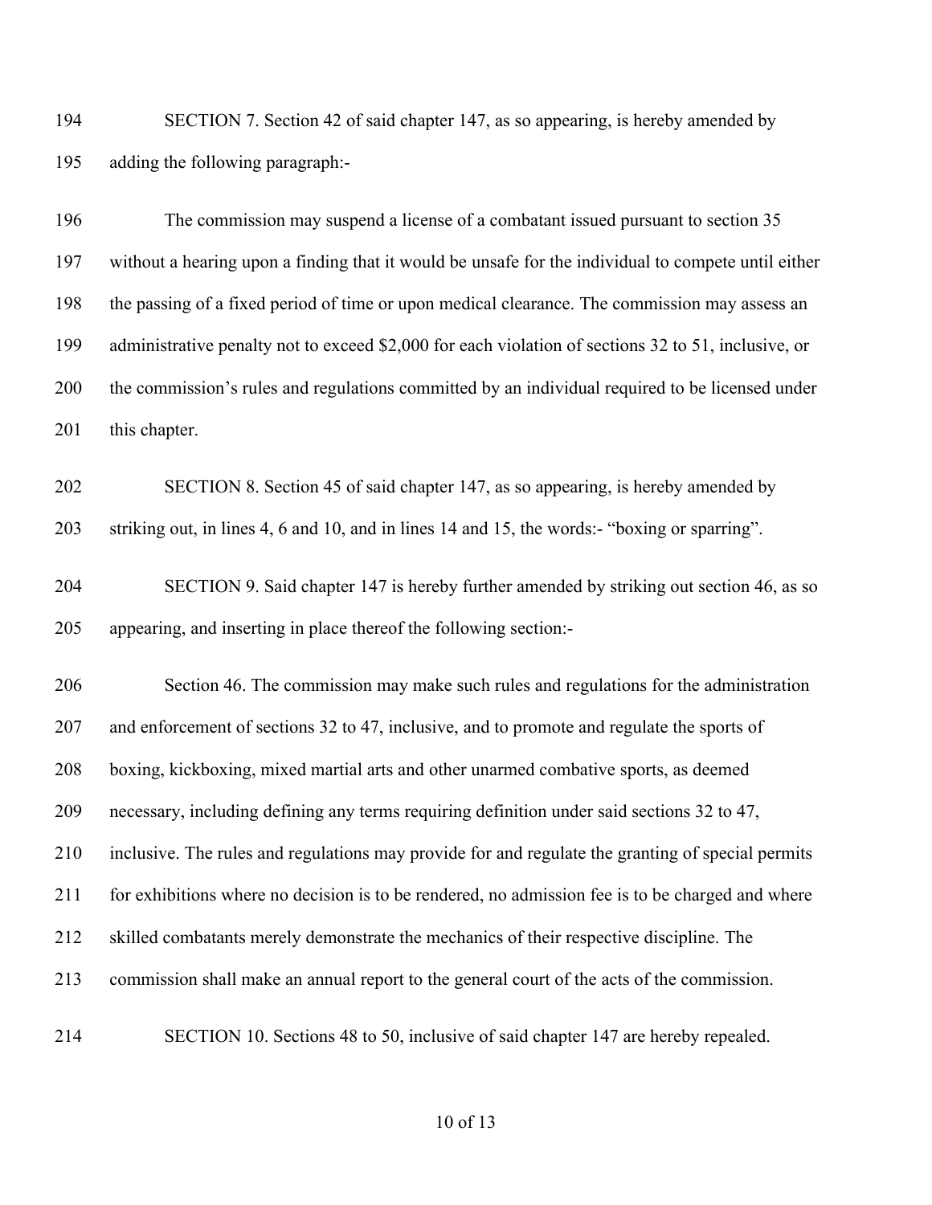SECTION 7. Section 42 of said chapter 147, as so appearing, is hereby amended by adding the following paragraph:-

The commission may suspend a license of a combatant issued pursuant to section 35 without a hearing upon a finding that it would be unsafe for the individual to compete until either the passing of a fixed period of time or upon medical clearance. The commission may assess an administrative penalty not to exceed $2,000 for each violation of sections 32 to 51, inclusive, or the commission's rules and regulations committed by an individual required to be licensed under this chapter.

SECTION 8. Section 45 of said chapter 147, as so appearing, is hereby amended by striking out, in lines 4, 6 and 10, and in lines 14 and 15, the words:- "boxing or sparring".

SECTION 9. Said chapter 147 is hereby further amended by striking out section 46, as so appearing, and inserting in place thereof the following section:-

Section 46. The commission may make such rules and regulations for the administration and enforcement of sections 32 to 47, inclusive, and to promote and regulate the sports of boxing, kickboxing, mixed martial arts and other unarmed combative sports, as deemed necessary, including defining any terms requiring definition under said sections 32 to 47, inclusive. The rules and regulations may provide for and regulate the granting of special permits for exhibitions where no decision is to be rendered, no admission fee is to be charged and where skilled combatants merely demonstrate the mechanics of their respective discipline. The commission shall make an annual report to the general court of the acts of the commission.

SECTION 10. Sections 48 to 50, inclusive of said chapter 147 are hereby repealed.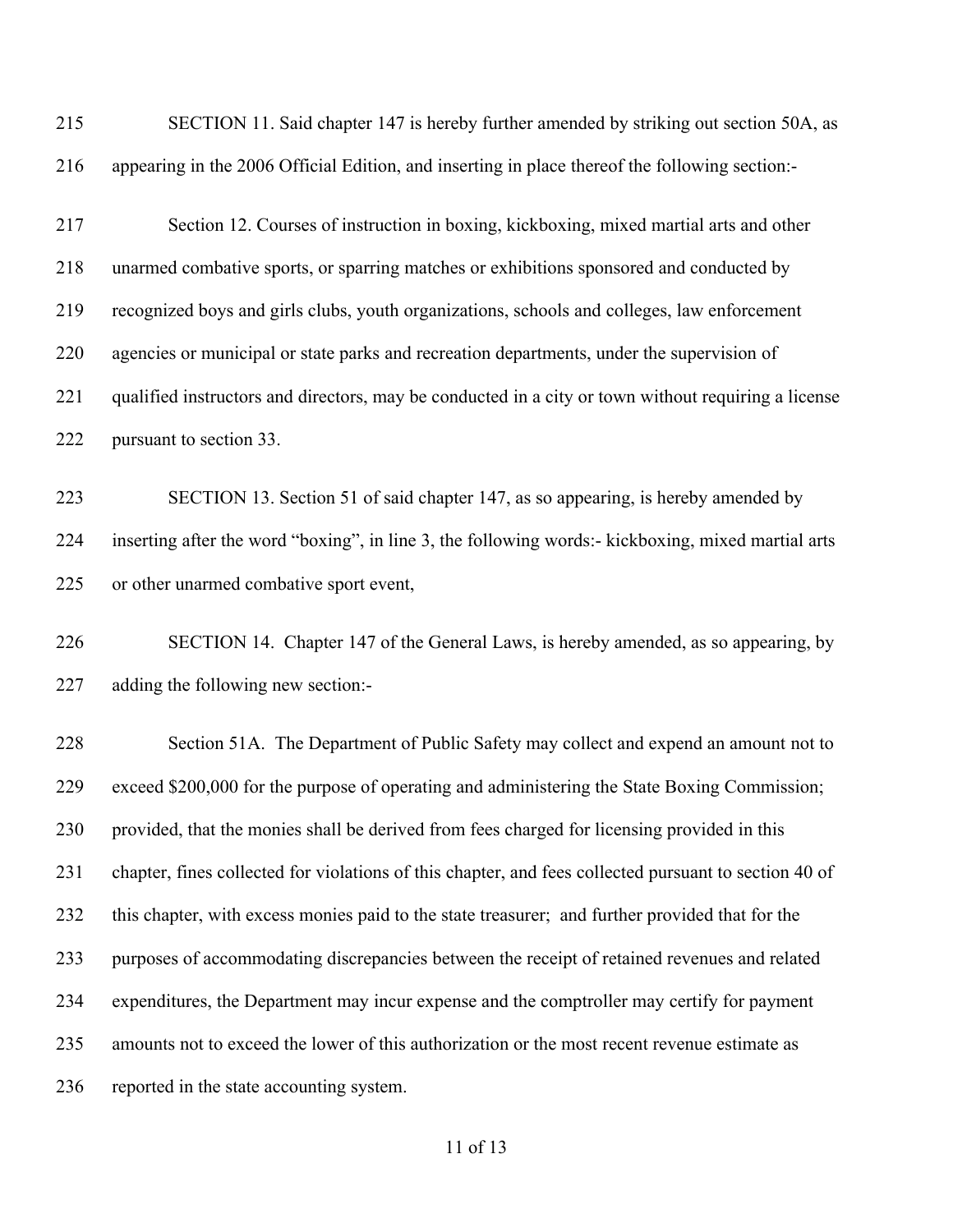SECTION 11. Said chapter 147 is hereby further amended by striking out section 50A, as appearing in the 2006 Official Edition, and inserting in place thereof the following section:-

Section 12. Courses of instruction in boxing, kickboxing, mixed martial arts and other unarmed combative sports, or sparring matches or exhibitions sponsored and conducted by recognized boys and girls clubs, youth organizations, schools and colleges, law enforcement agencies or municipal or state parks and recreation departments, under the supervision of qualified instructors and directors, may be conducted in a city or town without requiring a license pursuant to section 33.

SECTION 13. Section 51 of said chapter 147, as so appearing, is hereby amended by inserting after the word "boxing", in line 3, the following words:- kickboxing, mixed martial arts or other unarmed combative sport event,

SECTION 14. Chapter 147 of the General Laws, is hereby amended, as so appearing, by adding the following new section:-

Section 51A. The Department of Public Safety may collect and expend an amount not to exceed $200,000 for the purpose of operating and administering the State Boxing Commission; provided, that the monies shall be derived from fees charged for licensing provided in this chapter, fines collected for violations of this chapter, and fees collected pursuant to section 40 of this chapter, with excess monies paid to the state treasurer; and further provided that for the purposes of accommodating discrepancies between the receipt of retained revenues and related expenditures, the Department may incur expense and the comptroller may certify for payment amounts not to exceed the lower of this authorization or the most recent revenue estimate as reported in the state accounting system.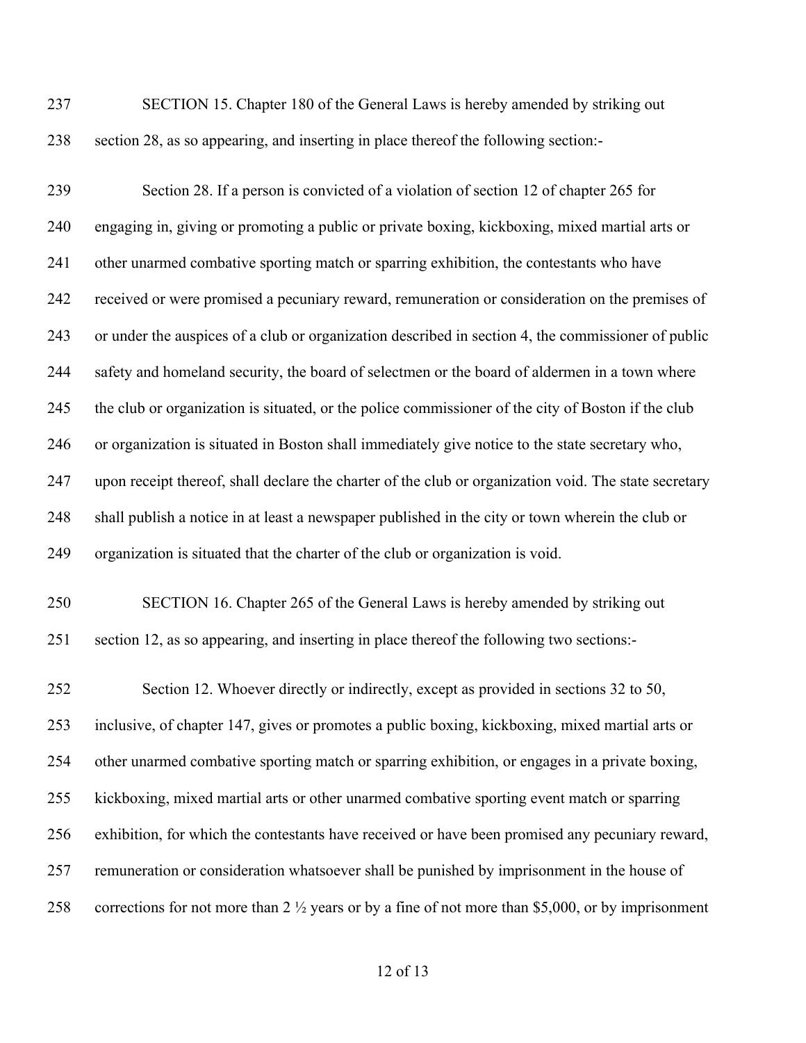SECTION 15. Chapter 180 of the General Laws is hereby amended by striking out section 28, as so appearing, and inserting in place thereof the following section:-

Section 28. If a person is convicted of a violation of section 12 of chapter 265 for engaging in, giving or promoting a public or private boxing, kickboxing, mixed martial arts or other unarmed combative sporting match or sparring exhibition, the contestants who have received or were promised a pecuniary reward, remuneration or consideration on the premises of or under the auspices of a club or organization described in section 4, the commissioner of public safety and homeland security, the board of selectmen or the board of aldermen in a town where the club or organization is situated, or the police commissioner of the city of Boston if the club or organization is situated in Boston shall immediately give notice to the state secretary who, upon receipt thereof, shall declare the charter of the club or organization void. The state secretary shall publish a notice in at least a newspaper published in the city or town wherein the club or organization is situated that the charter of the club or organization is void.

SECTION 16. Chapter 265 of the General Laws is hereby amended by striking out section 12, as so appearing, and inserting in place thereof the following two sections:-

Section 12. Whoever directly or indirectly, except as provided in sections 32 to 50, inclusive, of chapter 147, gives or promotes a public boxing, kickboxing, mixed martial arts or other unarmed combative sporting match or sparring exhibition, or engages in a private boxing, kickboxing, mixed martial arts or other unarmed combative sporting event match or sparring exhibition, for which the contestants have received or have been promised any pecuniary reward, remuneration or consideration whatsoever shall be punished by imprisonment in the house of corrections for not more than 2 ½ years or by a fine of not more than $5,000, or by imprisonment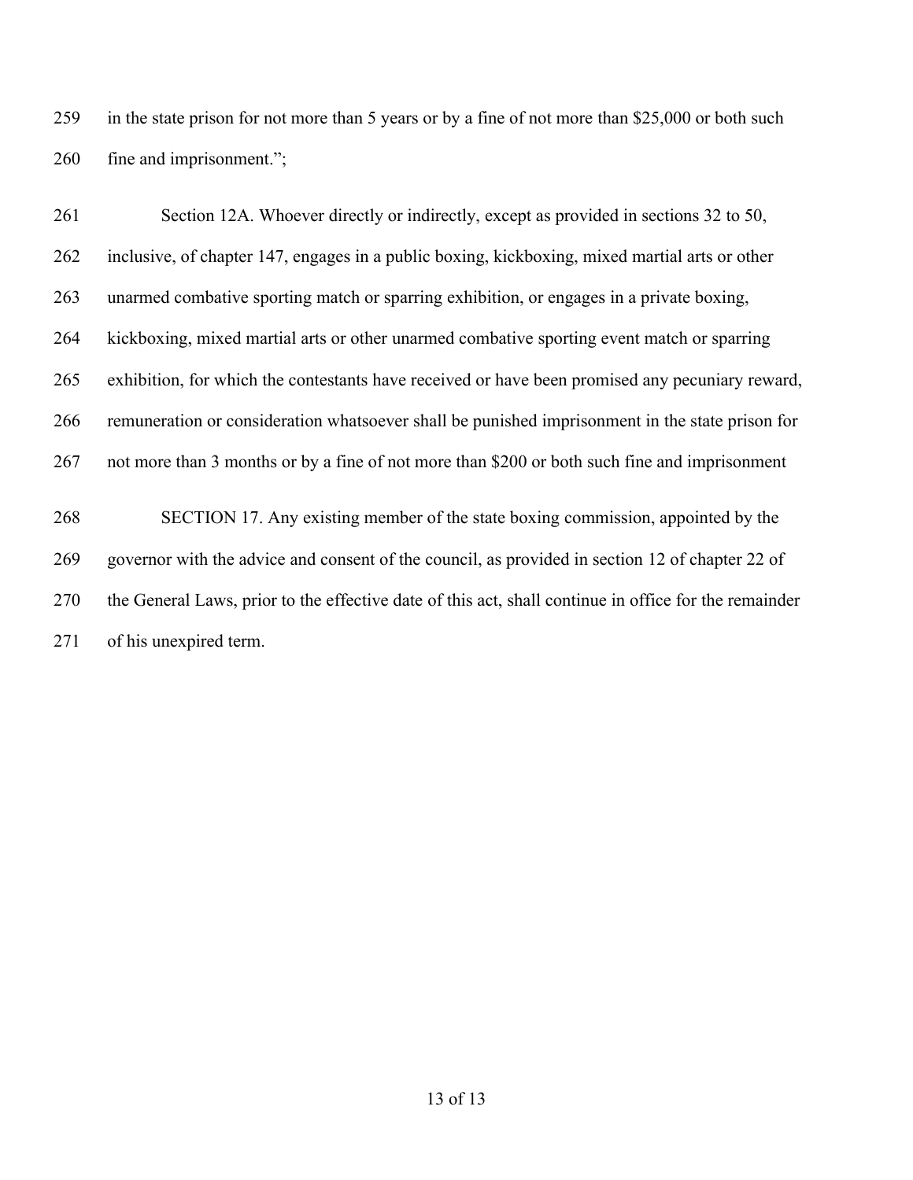in the state prison for not more than 5 years or by a fine of not more than $25,000 or both such fine and imprisonment.";

Section 12A. Whoever directly or indirectly, except as provided in sections 32 to 50, inclusive, of chapter 147, engages in a public boxing, kickboxing, mixed martial arts or other unarmed combative sporting match or sparring exhibition, or engages in a private boxing, kickboxing, mixed martial arts or other unarmed combative sporting event match or sparring exhibition, for which the contestants have received or have been promised any pecuniary reward, remuneration or consideration whatsoever shall be punished imprisonment in the state prison for not more than 3 months or by a fine of not more than $200 or both such fine and imprisonment

SECTION 17. Any existing member of the state boxing commission, appointed by the governor with the advice and consent of the council, as provided in section 12 of chapter 22 of the General Laws, prior to the effective date of this act, shall continue in office for the remainder of his unexpired term.